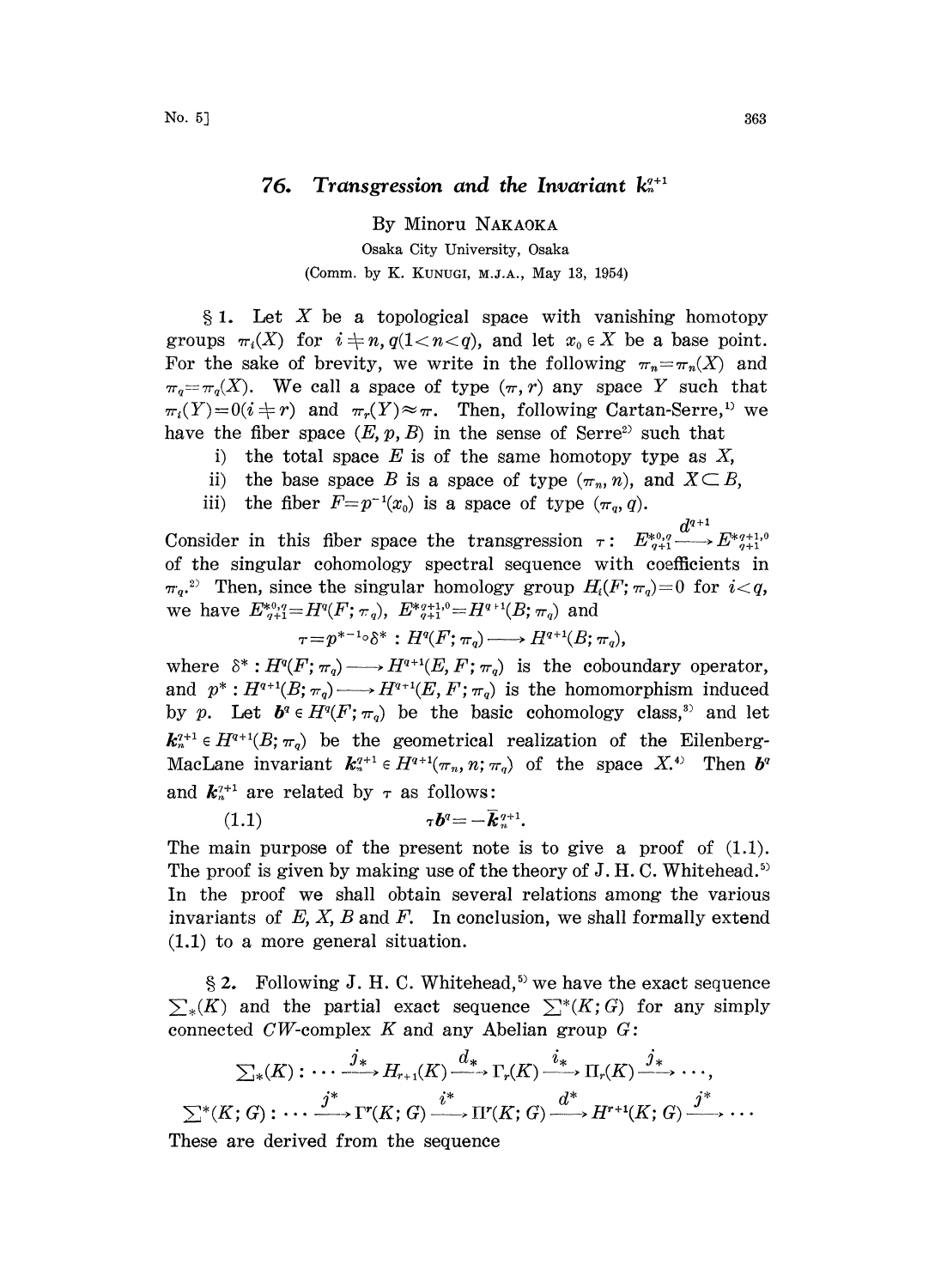# 76. Transgression and the Invariant $k_n^{q+1}$

By Minoru NAKAOKA

Osaka City University, Osaka

(Comm. by K. KUNUGI, M.J.A., May 13, 1954)

§ 1. Let $X$ be a topological space with vanishing homotopy groups $\pi_i(X)$ for $i \neq n, q (1 < n < q)$, and let $x_0 \in X$ be a base point. For the sake of brevity, we write in the following $\pi_n = \pi_n(X)$ and $\pi_q = \pi_q(X)$. We call a space of type $(\pi, r)$ any space $Y$ such that $\pi_i(Y) = 0 (i \neq r)$ and $\pi_r(Y) \approx \pi$. Then, following Cartan-Serre,[1] we have the fiber space $(E, p, B)$ in the sense of Serre[2] such that

i) the total space $E$ is of the same homotopy type as $X$,

ii) the base space $B$ is a space of type $(\pi_n, n)$, and $X \subset B$,

iii) the fiber $F = p^{-1}(x_0)$ is a space of type $(\pi_q, q)$.

Consider in this fiber space the transgression $\tau: E_{q+1}^{*0,q} \xrightarrow{d^{q+1}} E_{q+1}^{*q+1,0}$ of the singular cohomology spectral sequence with coefficients in $\pi_q$.[2] Then, since the singular homology group $H_i(F; \pi_q) = 0$ for $i < q$, we have $E_{q+1}^{*0,q} = H^q(F; \pi_q)$, $E_{q+1}^{*q+1,0} = H^{q+1}(B; \pi_q)$ and

$$\tau = p^{*-1} \circ \delta^* : H^q(F; \pi_q) \longrightarrow H^{q+1}(B; \pi_q),$$

where $\delta^* : H^q(F; \pi_q) \longrightarrow H^{q+1}(E, F; \pi_q)$ is the coboundary operator, and $p^* : H^{q+1}(B; \pi_q) \longrightarrow H^{q+1}(E, F; \pi_q)$ is the homomorphism induced by $p$. Let $\boldsymbol{b}^q \in H^q(F; \pi_q)$ be the basic cohomology class,[3] and let $\bar{\boldsymbol{k}}_n^{q+1} \in H^{q+1}(B; \pi_q)$ be the geometrical realization of the Eilenberg-MacLane invariant $\boldsymbol{k}_n^{q+1} \in H^{q+1}(\pi_n, n; \pi_q)$ of the space $X$.[4] Then $\boldsymbol{b}^q$ and $\bar{\boldsymbol{k}}_n^{q+1}$ are related by $\tau$ as follows:

$$\tau \boldsymbol{b}^q = -\bar{\boldsymbol{k}}_n^{q+1}. \tag{1.1}$$

The main purpose of the present note is to give a proof of (1.1). The proof is given by making use of the theory of J. H. C. Whitehead.[5] In the proof we shall obtain several relations among the various invariants of $E$, $X$, $B$ and $F$. In conclusion, we shall formally extend (1.1) to a more general situation.

§ 2. Following J. H. C. Whitehead,[5] we have the exact sequence $\sum_*(K)$ and the partial exact sequence $\sum^*(K; G)$ for any simply connected $CW$-complex $K$ and any Abelian group $G$:

$$\textstyle\sum_*(K): \cdots \xrightarrow{j_*} H_{r+1}(K) \xrightarrow{d_*} \Gamma_r(K) \xrightarrow{i_*} \Pi_r(K) \xrightarrow{j_*} \cdots,$$

$$\textstyle\sum^*(K; G): \cdots \xrightarrow{j^*} \Gamma^r(K; G) \xrightarrow{i^*} \Pi^r(K; G) \xrightarrow{d^*} H^{r+1}(K; G) \xrightarrow{j^*} \cdots$$

These are derived from the sequence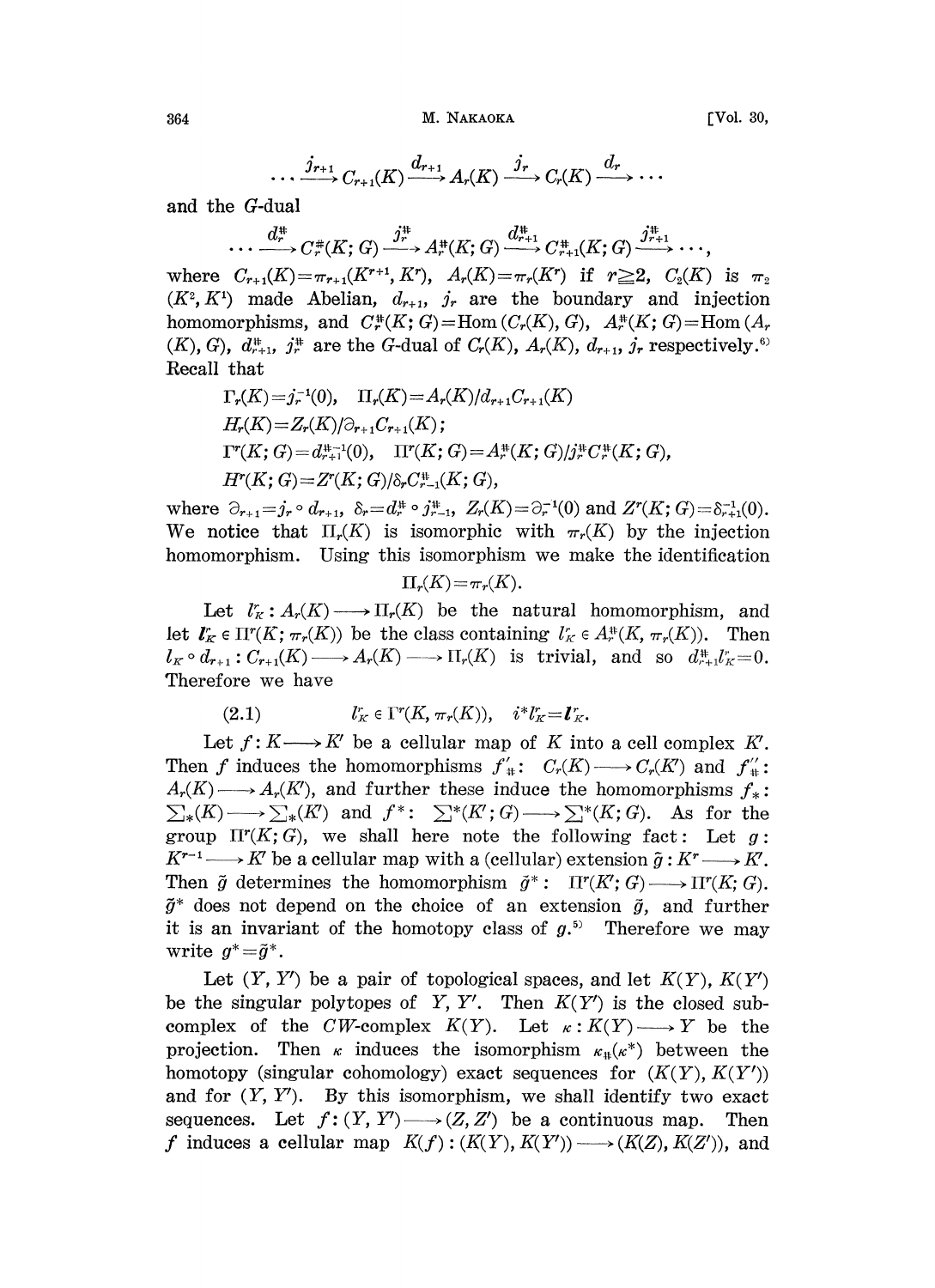$$\cdots \xrightarrow{j_{r+1}} C_{r+1}(K) \xrightarrow{d_{r+1}} A_r(K) \xrightarrow{j_r} C_r(K) \xrightarrow{d_r} \cdots$$

and the $G$-dual

$$\cdots \xrightarrow{d_r^\#} C_r^\#(K;G) \xrightarrow{j_r^\#} A_r^\#(K;G) \xrightarrow{d_{r+1}^\#} C_{r+1}^\#(K;G) \xrightarrow{j_{r+1}^\#} \cdots,$$

where $C_{r+1}(K)=\pi_{r+1}(K^{r+1},K^r)$, $A_r(K)=\pi_r(K^r)$ if $r\geqq 2$, $C_2(K)$ is $\pi_2(K^2,K^1)$ made Abelian, $d_{r+1}$, $j_r$ are the boundary and injection homomorphisms, and $C_r^\#(K;G)=\mathrm{Hom}(C_r(K),G)$, $A_r^\#(K;G)=\mathrm{Hom}(A_r(K),G)$, $d_{r+1}^\#$, $j_r^\#$ are the $G$-dual of $C_r(K)$, $A_r(K)$, $d_{r+1}$, $j_r$ respectively.[6] Recall that

$$\Gamma_r(K)=j_r^{-1}(0),\quad \Pi_r(K)=A_r(K)/d_{r+1}C_{r+1}(K)$$
$$H_r(K)=Z_r(K)/\partial_{r+1}C_{r+1}(K);$$
$$\Gamma^r(K;G)=d_{r+1}^{\#-1}(0),\quad \Pi^r(K;G)=A_r^\#(K;G)/j_r^\#C_r^\#(K;G),$$
$$H^r(K;G)=Z^r(K;G)/\delta_rC_{r-1}^\#(K;G),$$

where $\partial_{r+1}=j_r\circ d_{r+1}$, $\delta_r=d_r^\#\circ j_{r-1}^\#$, $Z_r(K)=\partial_r^{-1}(0)$ and $Z^r(K;G)=\delta_{r+1}^{-1}(0)$. We notice that $\Pi_r(K)$ is isomorphic with $\pi_r(K)$ by the injection homomorphism. Using this isomorphism we make the identification

$$\Pi_r(K)=\pi_r(K).$$

Let $l_K^r: A_r(K)\longrightarrow \Pi_r(K)$ be the natural homomorphism, and let $\boldsymbol{l}_K^r\in \Pi^r(K;\pi_r(K))$ be the class containing $l_K^r\in A_r^\#(K,\pi_r(K))$. Then $l_K\circ d_{r+1}: C_{r+1}(K)\longrightarrow A_r(K)\longrightarrow \Pi_r(K)$ is trivial, and so $d_{r+1}^\# l_K^r=0$. Therefore we have

$$l_K^r\in \Gamma^r(K,\pi_r(K)),\quad i^*l_K^r=\boldsymbol{l}_K^r. \tag{2.1}$$

Let $f: K\longrightarrow K'$ be a cellular map of $K$ into a cell complex $K'$. Then $f$ induces the homomorphisms $f'_\#: C_r(K)\longrightarrow C_r(K')$ and $f''_\#: A_r(K)\longrightarrow A_r(K')$, and further these induce the homomorphisms $f_*: \sum_*(K)\longrightarrow \sum_*(K')$ and $f^*: \sum^*(K';G)\longrightarrow \sum^*(K;G)$. As for the group $\Pi^r(K;G)$, we shall here note the following fact: Let $g: K^{r-1}\longrightarrow K'$ be a cellular map with a (cellular) extension $\tilde{g}: K^r\longrightarrow K'$. Then $\tilde{g}$ determines the homomorphism $\tilde{g}^*: \Pi^r(K';G)\longrightarrow \Pi^r(K;G)$. $\tilde{g}^*$ does not depend on the choice of an extension $\tilde{g}$, and further it is an invariant of the homotopy class of $g$.[5] Therefore we may write $g^*=\tilde{g}^*$.

Let $(Y,Y')$ be a pair of topological spaces, and let $K(Y)$, $K(Y')$ be the singular polytopes of $Y$, $Y'$. Then $K(Y')$ is the closed subcomplex of the $CW$-complex $K(Y)$. Let $\kappa: K(Y)\longrightarrow Y$ be the projection. Then $\kappa$ induces the isomorphism $\kappa_\#(\kappa^*)$ between the homotopy (singular cohomology) exact sequences for $(K(Y),K(Y'))$ and for $(Y,Y')$. By this isomorphism, we shall identify two exact sequences. Let $f:(Y,Y')\longrightarrow (Z,Z')$ be a continuous map. Then $f$ induces a cellular map $K(f):(K(Y),K(Y'))\longrightarrow (K(Z),K(Z'))$, and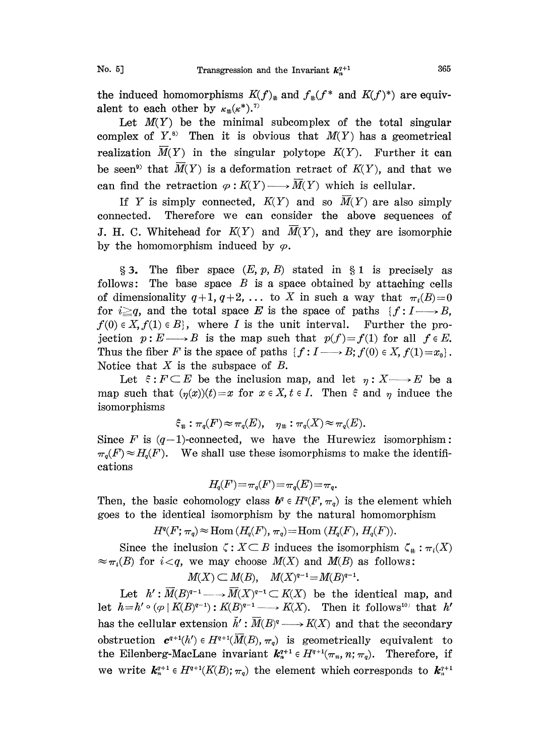the induced homomorphisms $K(f)_\#$ and $f_\#(f^*$ and $K(f)^*)$ are equivalent to each other by $\kappa_\#(\kappa^*)$.[7]

Let $M(Y)$ be the minimal subcomplex of the total singular complex of $Y$.[8] Then it is obvious that $M(Y)$ has a geometrical realization $\overline{M}(Y)$ in the singular polytope $K(Y)$. Further it can be seen[9] that $\overline{M}(Y)$ is a deformation retract of $K(Y)$, and that we can find the retraction $\varphi: K(Y) \longrightarrow \overline{M}(Y)$ which is cellular.

If $Y$ is simply connected, $K(Y)$ and so $\overline{M}(Y)$ are also simply connected. Therefore we can consider the above sequences of J. H. C. Whitehead for $K(Y)$ and $\overline{M}(Y)$, and they are isomorphic by the homomorphism induced by $\varphi$.

§ 3. The fiber space $(E, p, B)$ stated in § 1 is precisely as follows: The base space $B$ is a space obtained by attaching cells of dimensionality $q+1, q+2, \dots$ to $X$ in such a way that $\pi_i(B)=0$ for $i \geqq q$, and the total space $E$ is the space of paths $\{f: I \longrightarrow B, f(0) \in X, f(1) \in B\}$, where $I$ is the unit interval. Further the projection $p: E \longrightarrow B$ is the map such that $p(f)=f(1)$ for all $f \in E$. Thus the fiber $F$ is the space of paths $\{f: I \longrightarrow B; f(0) \in X, f(1)=x_0\}$. Notice that $X$ is the subspace of $B$.

Let $\xi: F \subset E$ be the inclusion map, and let $\eta: X \longrightarrow E$ be a map such that $(\eta(x))(t)=x$ for $x \in X, t \in I$. Then $\xi$ and $\eta$ induce the isomorphisms

$$\xi_\#: \pi_q(F) \approx \pi_q(E), \quad \eta_\#: \pi_q(X) \approx \pi_q(E).$$

Since $F$ is $(q-1)$-connected, we have the Hurewicz isomorphism: $\pi_q(F) \approx H_q(F)$. We shall use these isomorphisms to make the identifications

$$H_q(F)=\pi_q(F)=\pi_q(E)=\pi_q.$$

Then, the basic cohomology class $\boldsymbol{b}^q \in H^q(F, \pi_q)$ is the element which goes to the identical isomorphism by the natural homomorphism

$$H^q(F; \pi_q) \approx \mathrm{Hom}\,(H_q(F), \pi_q)=\mathrm{Hom}\,(H_q(F), H_q(F)).$$

Since the inclusion $\zeta: X \subset B$ induces the isomorphism $\zeta_\#: \pi_i(X) \approx \pi_i(B)$ for $i<q$, we may choose $M(X)$ and $M(B)$ as follows:

$$M(X) \subset M(B), \quad M(X)^{q-1}=M(B)^{q-1}.$$

Let $h': \overline{M}(B)^{q-1} \longrightarrow \overline{M}(X)^{q-1} \subset K(X)$ be the identical map, and let $h=h' \circ (\varphi \mid K(B)^{q-1}): K(B)^{q-1} \longrightarrow K(X)$. Then it follows[10] that $h'$ has the cellular extension $\bar{h}': \overline{M}(B)^q \longrightarrow K(X)$ and that the secondary obstruction $\boldsymbol{c}^{q+1}(h') \in H^{q+1}(\overline{M}(B), \pi_q)$ is geometrically equivalent to the Eilenberg-MacLane invariant $\boldsymbol{k}_n^{q+1} \in H^{q+1}(\pi_n, n; \pi_q)$. Therefore, if we write $\boldsymbol{k}_n^{q+1} \in H^{q+1}(K(B); \pi_q)$ the element which corresponds to $\boldsymbol{k}_n^{q+1}$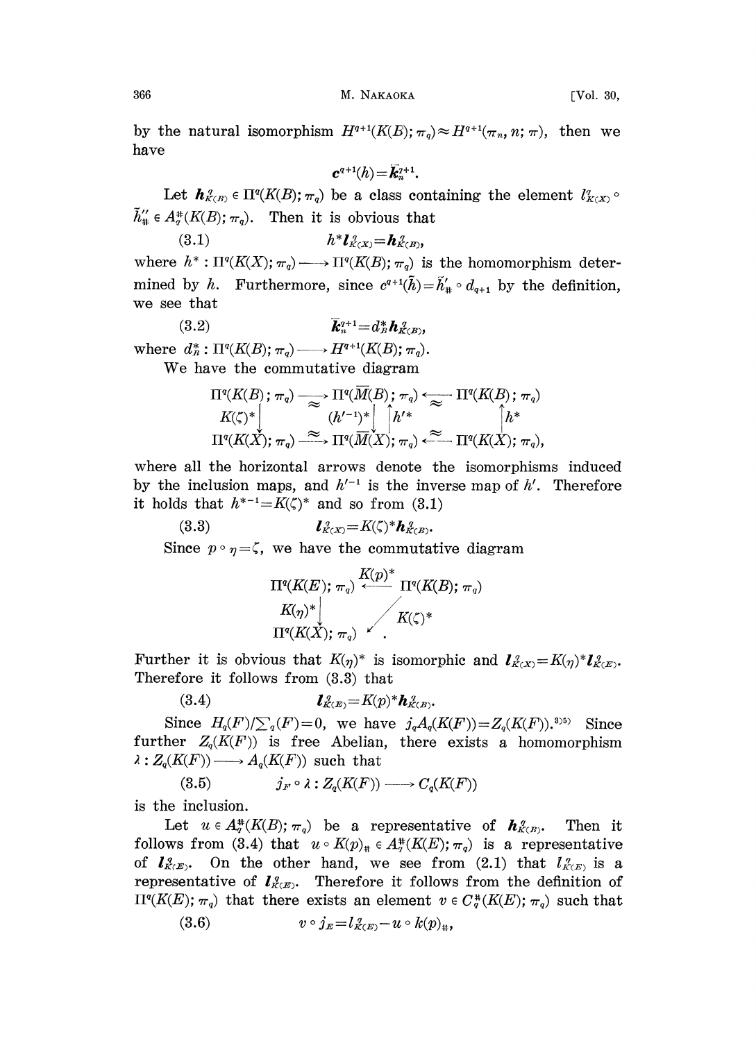by the natural isomorphism $H^{q+1}(K(B);\pi_q)\approx H^{q+1}(\pi_n, n; \pi)$, then we have

$$\boldsymbol{c}^{q+1}(h)=\bar{\boldsymbol{k}}_n^{q+1}.$$

Let $\boldsymbol{h}_{K(B)}^q \in \Pi^q(K(B);\pi_q)$ be a class containing the element $l_{K(X)}^q \circ \tilde{h}_{\#}'' \in A_q^{\#}(K(B);\pi_q)$. Then it is obvious that

$$h^*\boldsymbol{l}_{K(X)}^q=\boldsymbol{h}_{K(B)}^q, \tag{3.1}$$

where $h^*:\Pi^q(K(X);\pi_q)\longrightarrow \Pi^q(K(B);\pi_q)$ is the homomorphism determined by $h$. Furthermore, since $c^{q+1}(\tilde{h})=\tilde{h}_{\#}'\circ d_{q+1}$ by the definition, we see that

$$\bar{\boldsymbol{k}}_n^{q+1}=d_B^*\boldsymbol{h}_{K(B)}^q, \tag{3.2}$$

where $d_B^*:\Pi^q(K(B);\pi_q)\longrightarrow H^{q+1}(K(B);\pi_q)$.

We have the commutative diagram

$$\begin{array}{ccccc}
\Pi^q(K(B);\pi_q) & \xrightarrow{\approx} & \Pi^q(\overline{M}(B);\pi_q) & \xleftarrow{\approx} & \Pi^q(K(B);\pi_q)\\
K(\zeta)^*\downarrow & & (h'^{-1})^*\downarrow\;\uparrow h'^* & & \uparrow h^*\\
\Pi^q(K(X);\pi_q) & \xrightarrow{\approx} & \Pi^q(\overline{M}(X);\pi_q) & \xleftarrow{\approx} & \Pi^q(K(X);\pi_q),
\end{array}$$

where all the horizontal arrows denote the isomorphisms induced by the inclusion maps, and $h'^{-1}$ is the inverse map of $h'$. Therefore it holds that $h^{*-1}=K(\zeta)^*$ and so from (3.1)

$$\boldsymbol{l}_{K(X)}^q=K(\zeta)^*\boldsymbol{h}_{K(B)}^q. \tag{3.3}$$

Since $p\circ\eta=\zeta$, we have the commutative diagram

$$\begin{array}{ccc}
\Pi^q(K(E);\pi_q) & \xleftarrow{K(p)^*} & \Pi^q(K(B);\pi_q)\\
K(\eta)^*\downarrow & \swarrow K(\zeta)^* & \\
\Pi^q(K(X);\pi_q) & & 
\end{array}.$$

Further it is obvious that $K(\eta)^*$ is isomorphic and $\boldsymbol{l}_{K(X)}^q=K(\eta)^*\boldsymbol{l}_{K(E)}^q$. Therefore it follows from (3.3) that

$$\boldsymbol{l}_{K(E)}^q=K(p)^*\boldsymbol{h}_{K(B)}^q. \tag{3.4}$$

Since $H_q(F)/\sum_q(F)=0$, we have $j_qA_q(K(F))=Z_q(K(F))$.[3)5)] Since further $Z_q(K(F))$ is free Abelian, there exists a homomorphism $\lambda: Z_q(K(F))\longrightarrow A_q(K(F))$ such that

$$j_F\circ\lambda: Z_q(K(F))\longrightarrow C_q(K(F)) \tag{3.5}$$

is the inclusion.

Let $u\in A_q^{\#}(K(B);\pi_q)$ be a representative of $\boldsymbol{h}_{K(B)}^q$. Then it follows from (3.4) that $u\circ K(p)_{\#}\in A_q^{\#}(K(E);\pi_q)$ is a representative of $\boldsymbol{l}_{K(E)}^q$. On the other hand, we see from (2.1) that $l_{K(E)}^q$ is a representative of $\boldsymbol{l}_{K(E)}^q$. Therefore it follows from the definition of $\Pi^q(K(E);\pi_q)$ that there exists an element $v\in C_q^{\#}(K(E);\pi_q)$ such that

$$v\circ j_E=l_{K(E)}^q-u\circ k(p)_{\#}, \tag{3.6}$$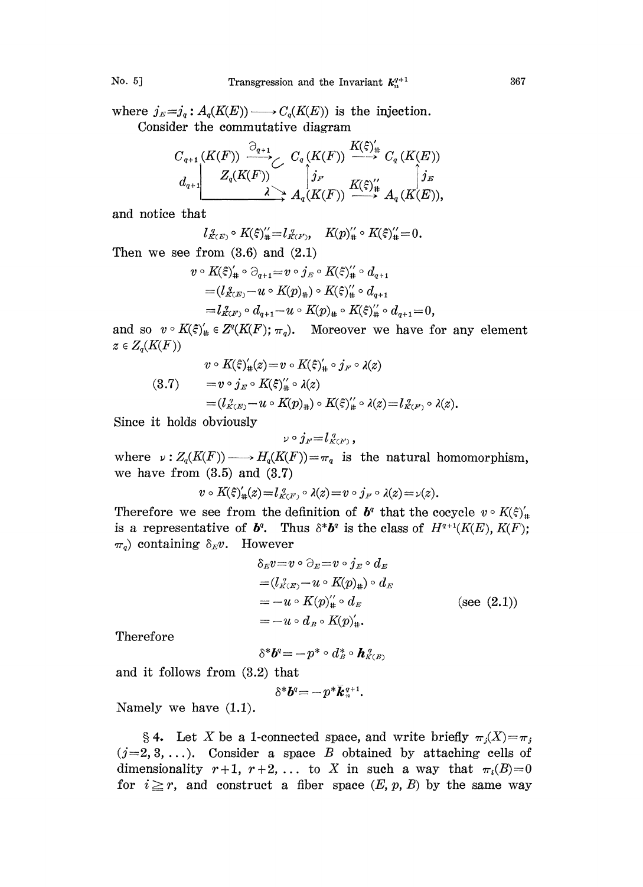where $j_E = j_q : A_q(K(E)) \longrightarrow C_q(K(E))$ is the injection.

Consider the commutative diagram

$$\begin{array}{ccccc}
C_{q+1}(K(F)) & \xrightarrow{\partial_{q+1}} & C_q(K(F)) & \xrightarrow{K(\xi)'_{\#}} & C_q(K(E)) \\
d_{q+1} \downarrow & Z_q(K(F)) & \uparrow j_F & & \uparrow j_E \\
 & \xrightarrow{\lambda} & A_q(K(F)) & \xrightarrow{K(\xi)''_{\#}} & A_q(K(E)),
\end{array}$$

and notice that

$$l^q_{K(E)} \circ K(\xi)''_{\#} = l^q_{K(F)}, \quad K(p)''_{\#} \circ K(\xi)''_{\#} = 0.$$

Then we see from (3.6) and (2.1)

$$\begin{aligned}
v \circ K(\xi)'_{\#} \circ \partial_{q+1} &= v \circ j_E \circ K(\xi)''_{\#} \circ d_{q+1} \\
&= (l^q_{K(E)} - u \circ K(p)_{\#}) \circ K(\xi)''_{\#} \circ d_{q+1} \\
&= l^q_{K(F)} \circ d_{q+1} - u \circ K(p)_{\#} \circ K(\xi)''_{\#} \circ d_{q+1} = 0,
\end{aligned}$$

and so $v \circ K(\xi)'_{\#} \in Z^q(K(F); \pi_q)$. Moreover we have for any element $z \in Z_q(K(F))$

$$\begin{aligned}
v \circ K(\xi)'_{\#}(z) &= v \circ K(\xi)'_{\#} \circ j_F \circ \lambda(z) \\
&= v \circ j_E \circ K(\xi)''_{\#} \circ \lambda(z) \qquad (3.7)\\
&= (l^q_{K(E)} - u \circ K(p)_{\#}) \circ K(\xi)''_{\#} \circ \lambda(z) = l^q_{K(F)} \circ \lambda(z).
\end{aligned}$$

Since it holds obviously

$$\nu \circ j_F = l^q_{K(F)},$$

where $\nu : Z_q(K(F)) \longrightarrow H_q(K(F)) = \pi_q$ is the natural homomorphism, we have from (3.5) and (3.7)

$$v \circ K(\xi)'_{\#}(z) = l^q_{K(F)} \circ \lambda(z) = v \circ j_F \circ \lambda(z) = \nu(z).$$

Therefore we see from the definition of $\boldsymbol{b}^q$ that the cocycle $v \circ K(\xi)'_{\#}$ is a representative of $\boldsymbol{b}^q$. Thus $\delta^* \boldsymbol{b}^q$ is the class of $H^{q+1}(K(E), K(F); \pi_q)$ containing $\delta_E v$. However

$$\begin{aligned}
\delta_E v &= v \circ \partial_E = v \circ j_E \circ d_E \\
&= (l^q_{K(E)} - u \circ K(p)_{\#}) \circ d_E \\
&= -u \circ K(p)''_{\#} \circ d_E \qquad \text{(see (2.1))} \\
&= -u \circ d_B \circ K(p)'_{\#}.
\end{aligned}$$

Therefore

$$\delta^* \boldsymbol{b}^q = -p^* \circ d^*_B \circ \boldsymbol{h}^q_{K(B)}$$

and it follows from (3.2) that

$$\delta^* \boldsymbol{b}^q = -p^* \boldsymbol{k}^{q+1}_n.$$

Namely we have (1.1).

§ 4. Let $X$ be a 1-connected space, and write briefly $\pi_j(X) = \pi_j$ ($j = 2, 3, \dots$). Consider a space $B$ obtained by attaching cells of dimensionality $r+1, r+2, \dots$ to $X$ in such a way that $\pi_i(B) = 0$ for $i \geqq r$, and construct a fiber space $(E, p, B)$ by the same way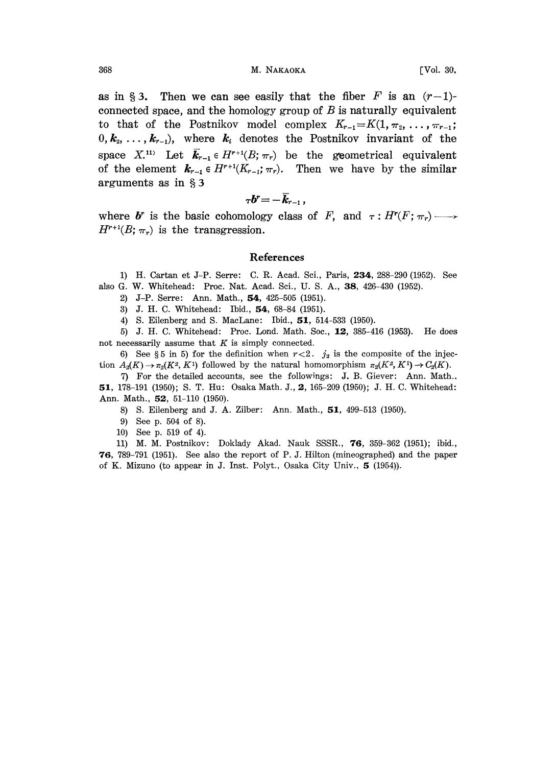as in § 3. Then we can see easily that the fiber $F$ is an $(r-1)$-connected space, and the homology group of $B$ is naturally equivalent to that of the Postnikov model complex $K_{r-1}=K(1, \pi_2, \ldots, \pi_{r-1}; 0, \boldsymbol{k}_2, \ldots, \boldsymbol{k}_{r-1})$, where $\boldsymbol{k}_i$ denotes the Postnikov invariant of the space $X$.[11] Let $\bar{\boldsymbol{k}}_{r-1} \in H^{r+1}(B; \pi_r)$ be the geometrical equivalent of the element $\boldsymbol{k}_{r-1} \in H^{r+1}(K_{r-1}; \pi_r)$. Then we have by the similar arguments as in § 3

$$\tau \boldsymbol{b}^r = -\bar{\boldsymbol{k}}_{r-1},$$

where $\boldsymbol{b}^r$ is the basic cohomology class of $F$, and $\tau : H^r(F; \pi_r) \longrightarrow H^{r+1}(B; \pi_r)$ is the transgression.

## References

1) H. Cartan et J-P. Serre: C. R. Acad. Sci., Paris, **234**, 288-290 (1952). See also G. W. Whitehead: Proc. Nat. Acad. Sci., U. S. A., **38**, 426-430 (1952).

2) J-P. Serre: Ann. Math., **54**, 425-505 (1951).

3) J. H. C. Whitehead: Ibid., **54**, 68-84 (1951).

4) S. Eilenberg and S. MacLane: Ibid., **51**, 514-533 (1950).

5) J. H. C. Whitehead: Proc. Lond. Math. Soc., **12**, 385-416 (1953). He does not necessarily assume that $K$ is simply connected.

6) See § 5 in 5) for the definition when $r<2$. $j_2$ is the composite of the injection $A_2(K) \rightarrow \pi_2(K^2, K^1)$ followed by the natural homomorphism $\pi_2(K^2, K^1) \rightarrow C_2(K)$.

7) For the detailed accounts, see the followings: J. B. Giever: Ann. Math., **51**, 178-191 (1950); S. T. Hu: Osaka Math. J., **2**, 165-209 (1950); J. H. C. Whitehead: Ann. Math., **52**, 51-110 (1950).

8) S. Eilenberg and J. A. Zilber: Ann. Math., **51**, 499-513 (1950).

9) See p. 504 of 8).

10) See p. 519 of 4).

11) M. M. Postnikov: Doklady Akad. Nauk SSSR., **76**, 359-362 (1951); ibid., **76**, 789-791 (1951). See also the report of P. J. Hilton (mineographed) and the paper of K. Mizuno (to appear in J. Inst. Polyt., Osaka City Univ., **5** (1954)).